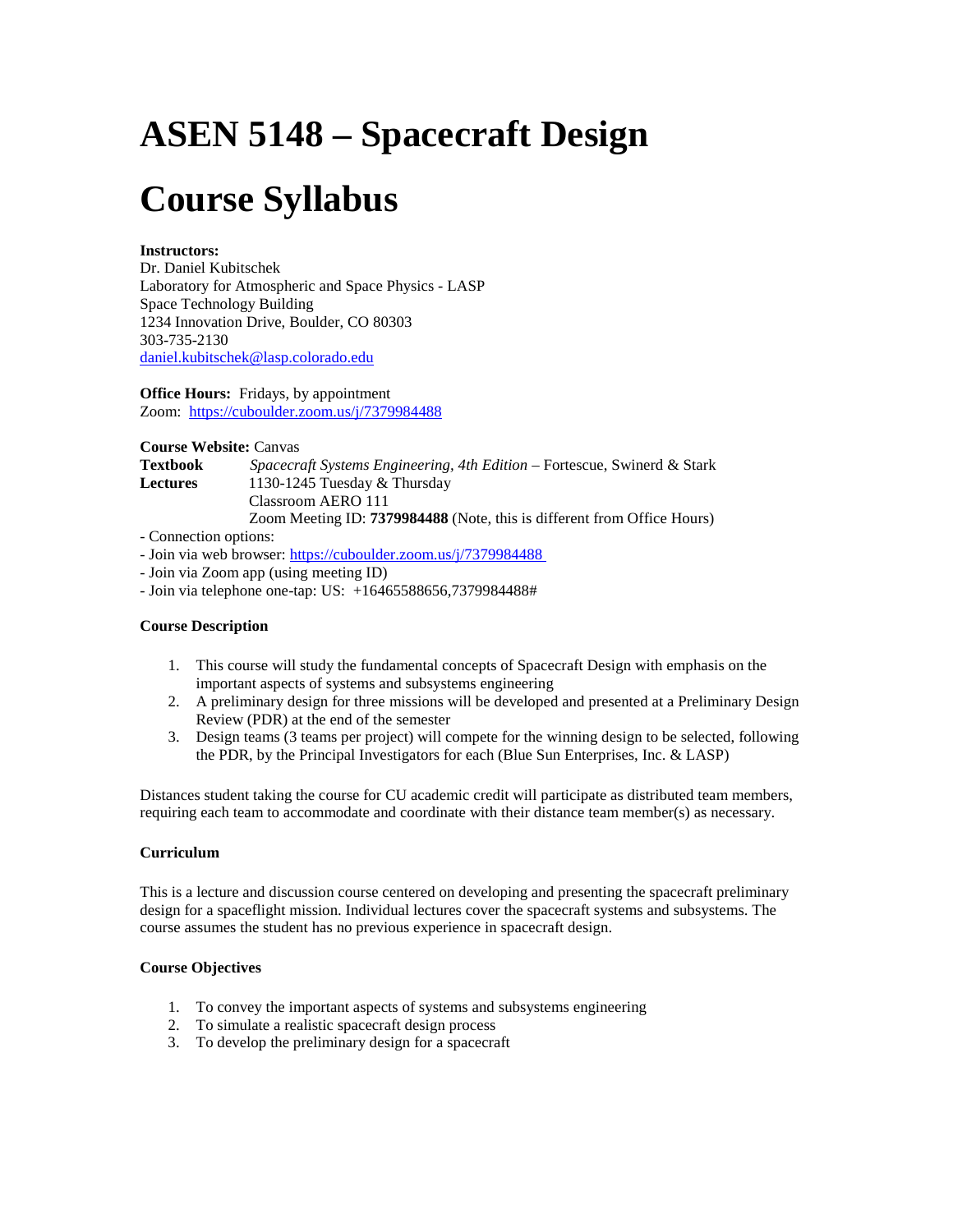# ASEN 5148 – Spacecraft Design

# Course Syllabus

**Instructors:**
Dr. Daniel Kubitschek
Laboratory for Atmospheric and Space Physics - LASP
Space Technology Building
1234 Innovation Drive, Boulder, CO 80303
303-735-2130
daniel.kubitschek@lasp.colorado.edu

**Office Hours:** Fridays, by appointment
Zoom: https://cuboulder.zoom.us/j/7379984488

**Course Website:** Canvas
**Textbook** *Spacecraft Systems Engineering, 4th Edition* – Fortescue, Swinerd & Stark
**Lectures** 1130-1245 Tuesday & Thursday
Classroom AERO 111
Zoom Meeting ID: **7379984488** (Note, this is different from Office Hours)

- Connection options:
- Join via web browser: https://cuboulder.zoom.us/j/7379984488
- Join via Zoom app (using meeting ID)
- Join via telephone one-tap: US: +16465588656,7379984488#

**Course Description**

1. This course will study the fundamental concepts of Spacecraft Design with emphasis on the important aspects of systems and subsystems engineering
2. A preliminary design for three missions will be developed and presented at a Preliminary Design Review (PDR) at the end of the semester
3. Design teams (3 teams per project) will compete for the winning design to be selected, following the PDR, by the Principal Investigators for each (Blue Sun Enterprises, Inc. & LASP)

Distances student taking the course for CU academic credit will participate as distributed team members, requiring each team to accommodate and coordinate with their distance team member(s) as necessary.

**Curriculum**

This is a lecture and discussion course centered on developing and presenting the spacecraft preliminary design for a spaceflight mission. Individual lectures cover the spacecraft systems and subsystems. The course assumes the student has no previous experience in spacecraft design.

**Course Objectives**

1. To convey the important aspects of systems and subsystems engineering
2. To simulate a realistic spacecraft design process
3. To develop the preliminary design for a spacecraft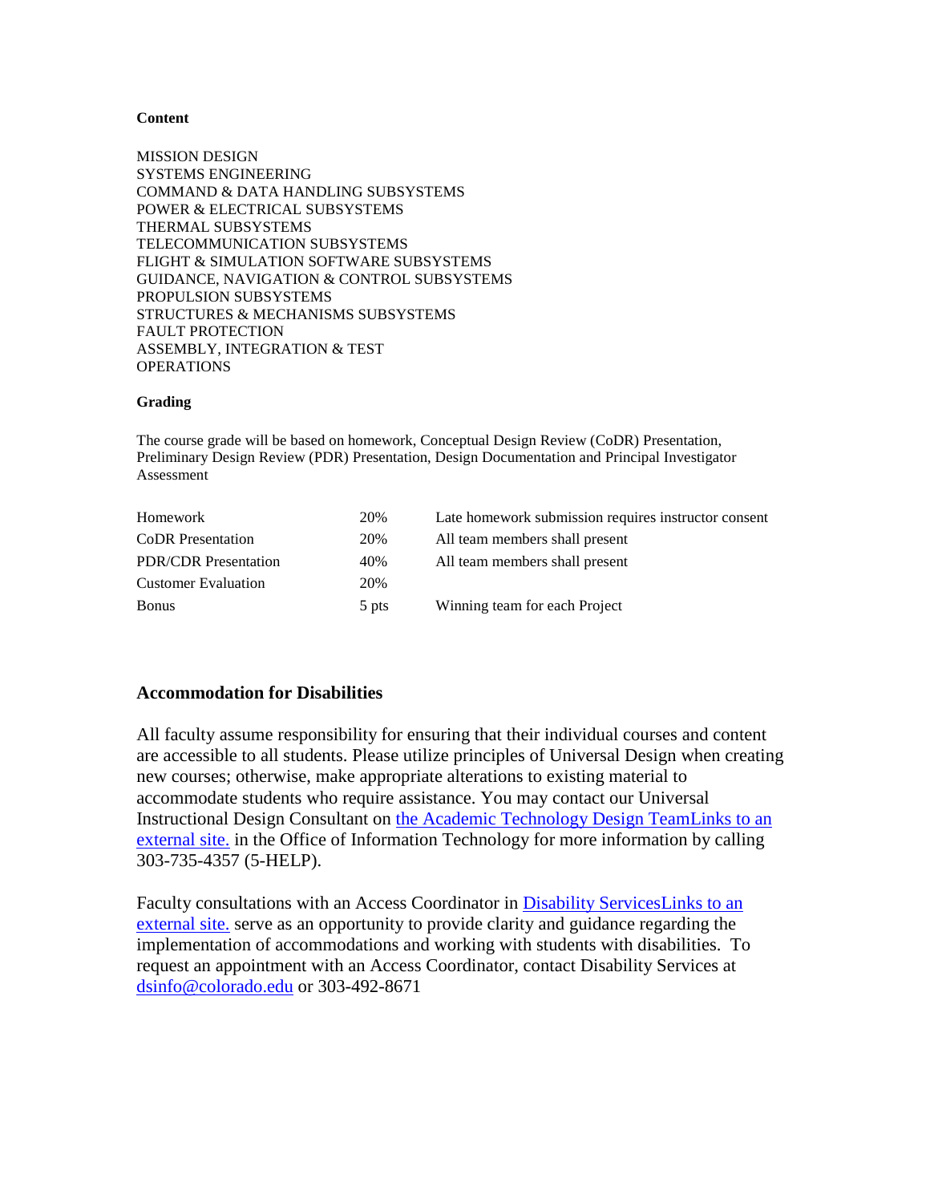**Content**

MISSION DESIGN
SYSTEMS ENGINEERING
COMMAND & DATA HANDLING SUBSYSTEMS
POWER & ELECTRICAL SUBSYSTEMS
THERMAL SUBSYSTEMS
TELECOMMUNICATION SUBSYSTEMS
FLIGHT & SIMULATION SOFTWARE SUBSYSTEMS
GUIDANCE, NAVIGATION & CONTROL SUBSYSTEMS
PROPULSION SUBSYSTEMS
STRUCTURES & MECHANISMS SUBSYSTEMS
FAULT PROTECTION
ASSEMBLY, INTEGRATION & TEST
OPERATIONS

**Grading**

The course grade will be based on homework, Conceptual Design Review (CoDR) Presentation, Preliminary Design Review (PDR) Presentation, Design Documentation and Principal Investigator Assessment

| | | |
|---|---|---|
| Homework | 20% | Late homework submission requires instructor consent |
| CoDR Presentation | 20% | All team members shall present |
| PDR/CDR Presentation | 40% | All team members shall present |
| Customer Evaluation | 20% | |
| Bonus | 5 pts | Winning team for each Project |

## Accommodation for Disabilities

All faculty assume responsibility for ensuring that their individual courses and content are accessible to all students. Please utilize principles of Universal Design when creating new courses; otherwise, make appropriate alterations to existing material to accommodate students who require assistance. You may contact our Universal Instructional Design Consultant on the Academic Technology Design TeamLinks to an external site. in the Office of Information Technology for more information by calling 303-735-4357 (5-HELP).

Faculty consultations with an Access Coordinator in Disability ServicesLinks to an external site. serve as an opportunity to provide clarity and guidance regarding the implementation of accommodations and working with students with disabilities. To request an appointment with an Access Coordinator, contact Disability Services at dsinfo@colorado.edu or 303-492-8671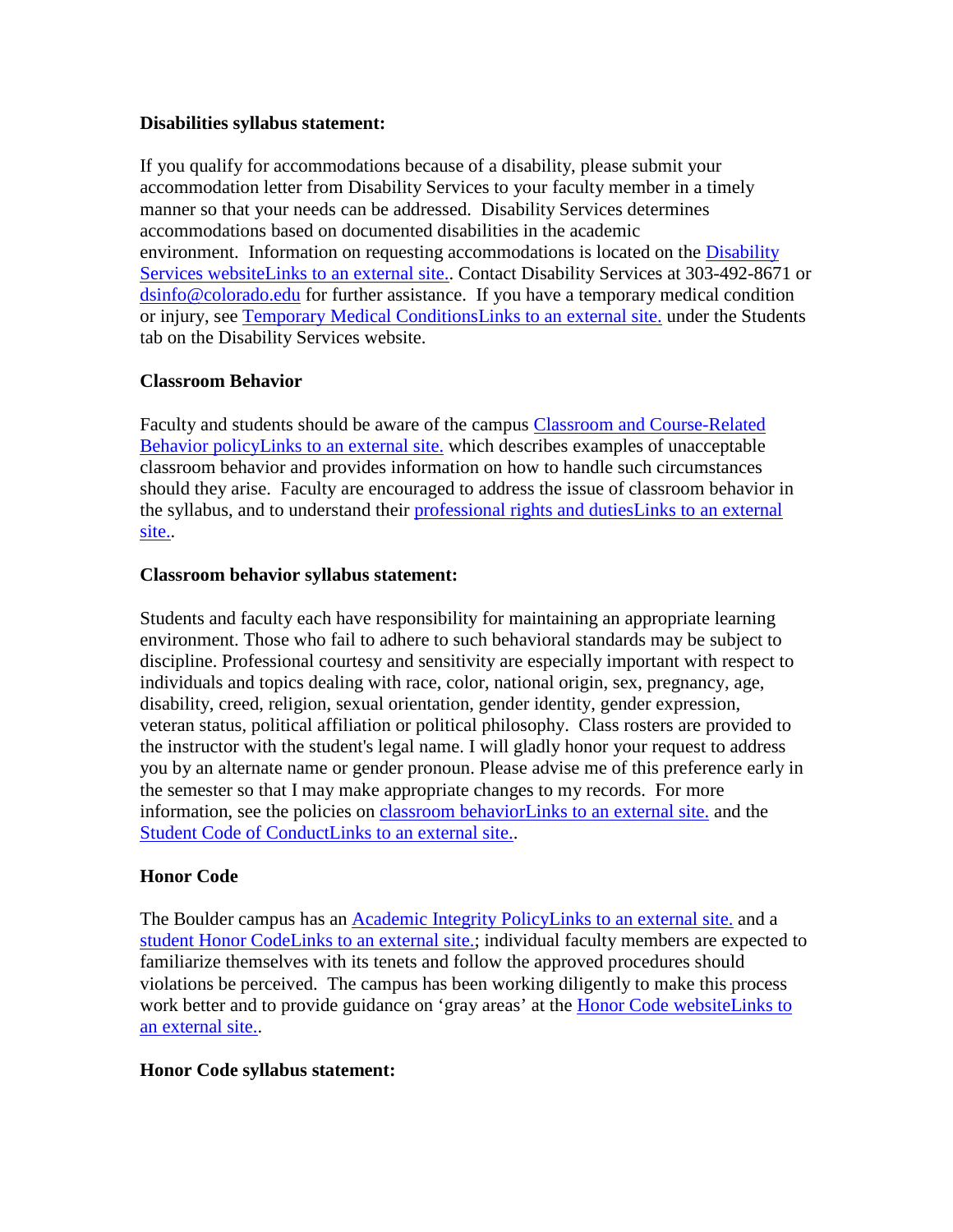**Disabilities syllabus statement:**

If you qualify for accommodations because of a disability, please submit your accommodation letter from Disability Services to your faculty member in a timely manner so that your needs can be addressed. Disability Services determines accommodations based on documented disabilities in the academic environment. Information on requesting accommodations is located on the Disability Services websiteLinks to an external site.. Contact Disability Services at 303-492-8671 or dsinfo@colorado.edu for further assistance. If you have a temporary medical condition or injury, see Temporary Medical ConditionsLinks to an external site. under the Students tab on the Disability Services website.

**Classroom Behavior**

Faculty and students should be aware of the campus Classroom and Course-Related Behavior policyLinks to an external site. which describes examples of unacceptable classroom behavior and provides information on how to handle such circumstances should they arise. Faculty are encouraged to address the issue of classroom behavior in the syllabus, and to understand their professional rights and dutiesLinks to an external site..

**Classroom behavior syllabus statement:**

Students and faculty each have responsibility for maintaining an appropriate learning environment. Those who fail to adhere to such behavioral standards may be subject to discipline. Professional courtesy and sensitivity are especially important with respect to individuals and topics dealing with race, color, national origin, sex, pregnancy, age, disability, creed, religion, sexual orientation, gender identity, gender expression, veteran status, political affiliation or political philosophy. Class rosters are provided to the instructor with the student's legal name. I will gladly honor your request to address you by an alternate name or gender pronoun. Please advise me of this preference early in the semester so that I may make appropriate changes to my records. For more information, see the policies on classroom behaviorLinks to an external site. and the Student Code of ConductLinks to an external site..

**Honor Code**

The Boulder campus has an Academic Integrity PolicyLinks to an external site. and a student Honor CodeLinks to an external site.; individual faculty members are expected to familiarize themselves with its tenets and follow the approved procedures should violations be perceived. The campus has been working diligently to make this process work better and to provide guidance on 'gray areas' at the Honor Code websiteLinks to an external site..

**Honor Code syllabus statement:**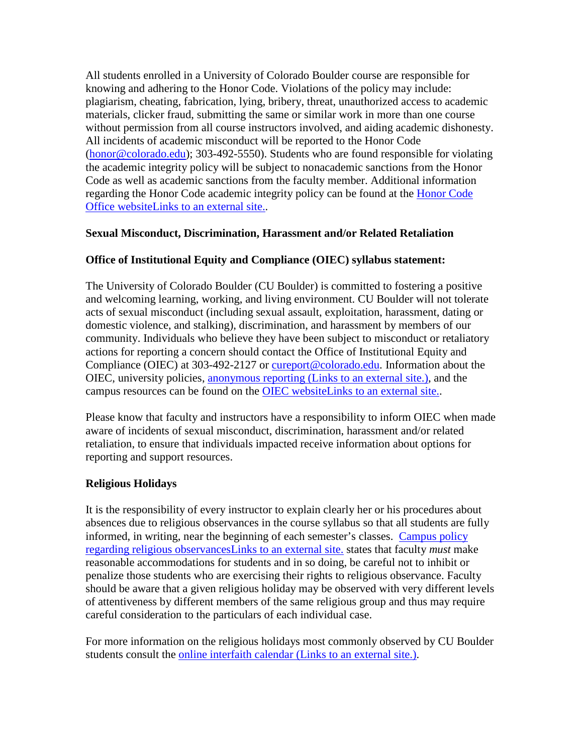All students enrolled in a University of Colorado Boulder course are responsible for knowing and adhering to the Honor Code. Violations of the policy may include: plagiarism, cheating, fabrication, lying, bribery, threat, unauthorized access to academic materials, clicker fraud, submitting the same or similar work in more than one course without permission from all course instructors involved, and aiding academic dishonesty. All incidents of academic misconduct will be reported to the Honor Code (honor@colorado.edu); 303-492-5550). Students who are found responsible for violating the academic integrity policy will be subject to nonacademic sanctions from the Honor Code as well as academic sanctions from the faculty member. Additional information regarding the Honor Code academic integrity policy can be found at the Honor Code Office websiteLinks to an external site..

**Sexual Misconduct, Discrimination, Harassment and/or Related Retaliation**

**Office of Institutional Equity and Compliance (OIEC) syllabus statement:**

The University of Colorado Boulder (CU Boulder) is committed to fostering a positive and welcoming learning, working, and living environment. CU Boulder will not tolerate acts of sexual misconduct (including sexual assault, exploitation, harassment, dating or domestic violence, and stalking), discrimination, and harassment by members of our community. Individuals who believe they have been subject to misconduct or retaliatory actions for reporting a concern should contact the Office of Institutional Equity and Compliance (OIEC) at 303-492-2127 or cureport@colorado.edu. Information about the OIEC, university policies, anonymous reporting (Links to an external site.), and the campus resources can be found on the OIEC websiteLinks to an external site..

Please know that faculty and instructors have a responsibility to inform OIEC when made aware of incidents of sexual misconduct, discrimination, harassment and/or related retaliation, to ensure that individuals impacted receive information about options for reporting and support resources.

**Religious Holidays**

It is the responsibility of every instructor to explain clearly her or his procedures about absences due to religious observances in the course syllabus so that all students are fully informed, in writing, near the beginning of each semester's classes. Campus policy regarding religious observancesLinks to an external site. states that faculty *must* make reasonable accommodations for students and in so doing, be careful not to inhibit or penalize those students who are exercising their rights to religious observance. Faculty should be aware that a given religious holiday may be observed with very different levels of attentiveness by different members of the same religious group and thus may require careful consideration to the particulars of each individual case.

For more information on the religious holidays most commonly observed by CU Boulder students consult the online interfaith calendar (Links to an external site.).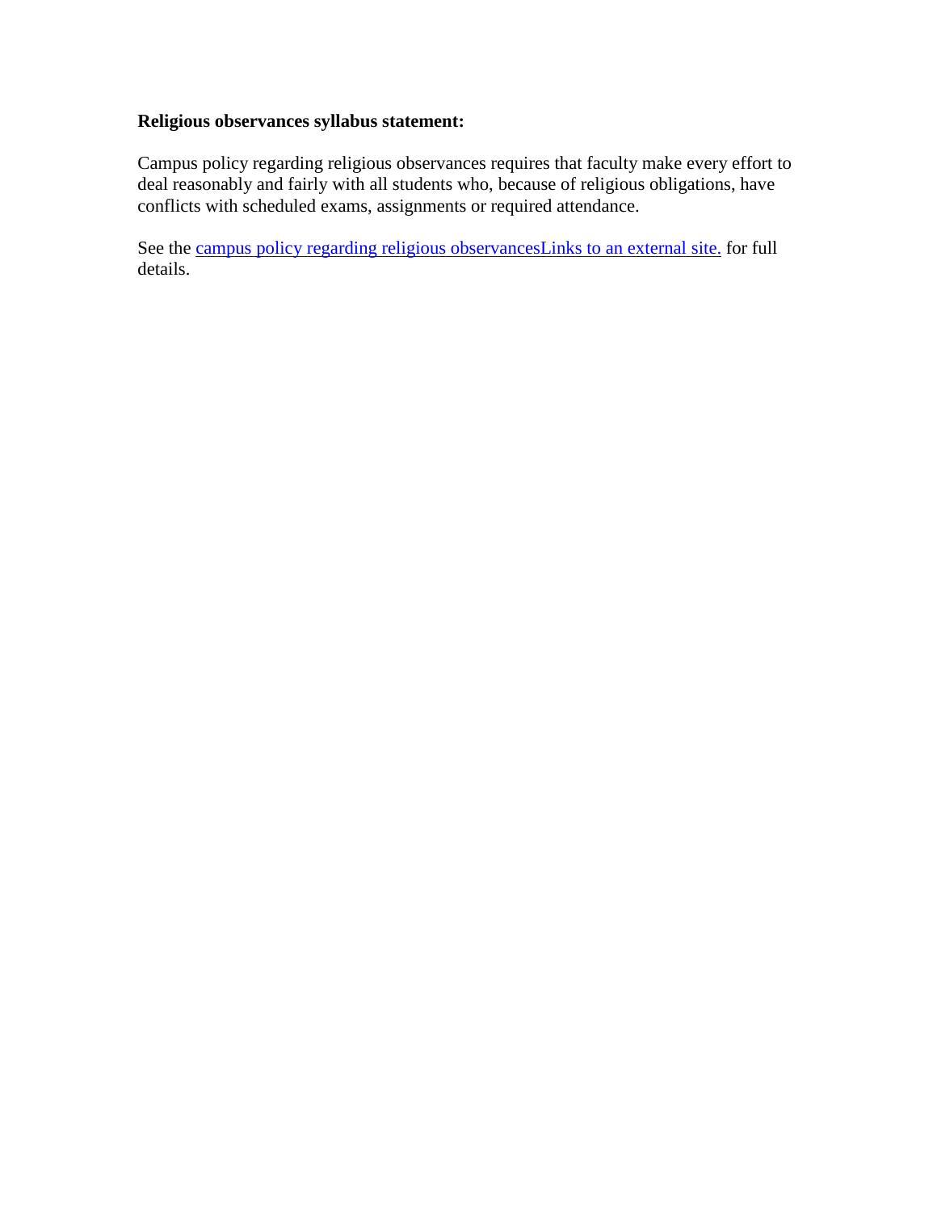**Religious observances syllabus statement:**

Campus policy regarding religious observances requires that faculty make every effort to deal reasonably and fairly with all students who, because of religious obligations, have conflicts with scheduled exams, assignments or required attendance.

See the campus policy regarding religious observancesLinks to an external site. for full details.